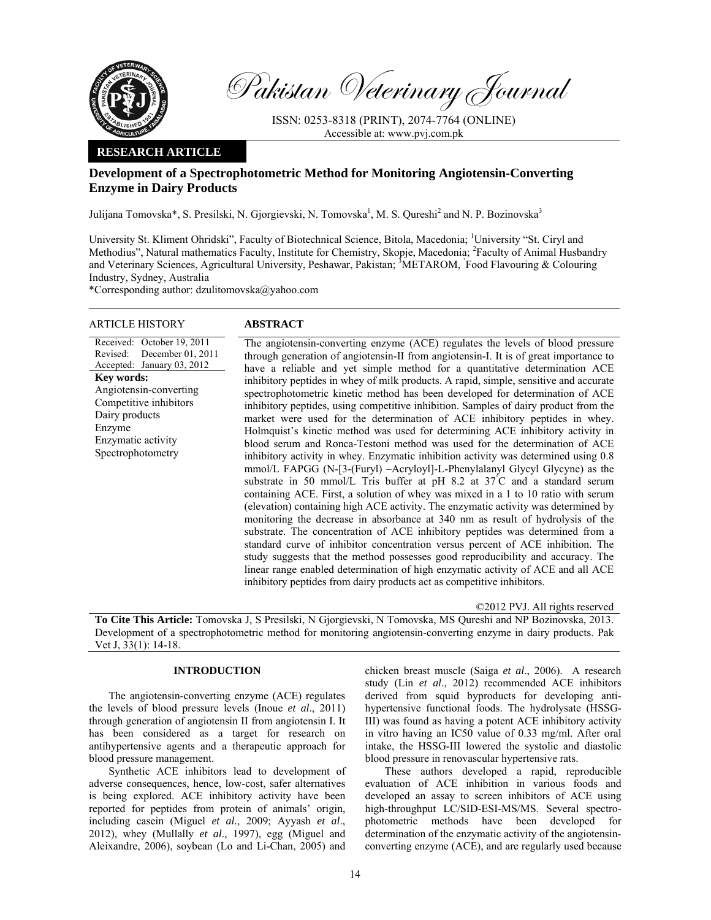Pakistan Veterinary Journal

ISSN: 0253-8318 (PRINT), 2074-7764 (ONLINE)
Accessible at: www.pvj.com.pk

**RESEARCH ARTICLE**

# Development of a Spectrophotometric Method for Monitoring Angiotensin-Converting Enzyme in Dairy Products

Julijana Tomovska*, S. Presilski, N. Gjorgievski, N. Tomovska[1], M. S. Qureshi[2] and N. P. Bozinovska[3]

University St. Kliment Ohridski", Faculty of Biotechnical Science, Bitola, Macedonia; [1]University "St. Ciryl and Methodius", Natural mathematics Faculty, Institute for Chemistry, Skopje, Macedonia; [2]Faculty of Animal Husbandry and Veterinary Sciences, Agricultural University, Peshawar, Pakistan; [3]METAROM, Food Flavouring & Colouring Industry, Sydney, Australia

*Corresponding author: dzulitomovska@yahoo.com

**ARTICLE HISTORY**

Received: October 19, 2011
Revised: December 01, 2011
Accepted: January 03, 2012

**Key words:**
Angiotensin-converting
Competitive inhibitors
Dairy products
Enzyme
Enzymatic activity
Spectrophotometry

**ABSTRACT**

The angiotensin-converting enzyme (ACE) regulates the levels of blood pressure through generation of angiotensin-II from angiotensin-I. It is of great importance to have a reliable and yet simple method for a quantitative determination ACE inhibitory peptides in whey of milk products. A rapid, simple, sensitive and accurate spectrophotometric kinetic method has been developed for determination of ACE inhibitory peptides, using competitive inhibition. Samples of dairy product from the market were used for the determination of ACE inhibitory peptides in whey. Holmquist's kinetic method was used for determining ACE inhibitory activity in blood serum and Ronca-Testoni method was used for the determination of ACE inhibitory activity in whey. Enzymatic inhibition activity was determined using 0.8 mmol/L FAPGG (N-[3-(Furyl) –Acryloyl]-L-Phenylalanyl Glycyl Glycyne) as the substrate in 50 mmol/L Tris buffer at pH 8.2 at 37°C and a standard serum containing ACE. First, a solution of whey was mixed in a 1 to 10 ratio with serum (elevation) containing high ACE activity. The enzymatic activity was determined by monitoring the decrease in absorbance at 340 nm as result of hydrolysis of the substrate. The concentration of ACE inhibitory peptides was determined from a standard curve of inhibitor concentration versus percent of ACE inhibition. The study suggests that the method possesses good reproducibility and accuracy. The linear range enabled determination of high enzymatic activity of ACE and all ACE inhibitory peptides from dairy products act as competitive inhibitors.

©2012 PVJ. All rights reserved

**To Cite This Article:** Tomovska J, S Presilski, N Gjorgievski, N Tomovska, MS Qureshi and NP Bozinovska, 2013. Development of a spectrophotometric method for monitoring angiotensin-converting enzyme in dairy products. Pak Vet J, 33(1): 14-18.

## INTRODUCTION

The angiotensin-converting enzyme (ACE) regulates the levels of blood pressure levels (Inoue *et al*., 2011) through generation of angiotensin II from angiotensin I. It has been considered as a target for research on antihypertensive agents and a therapeutic approach for blood pressure management.

Synthetic ACE inhibitors lead to development of adverse consequences, hence, low-cost, safer alternatives is being explored. ACE inhibitory activity have been reported for peptides from protein of animals' origin, including casein (Miguel *et al*., 2009; Ayyash *et al*., 2012), whey (Mullally *et al*., 1997), egg (Miguel and Aleixandre, 2006), soybean (Lo and Li-Chan, 2005) and chicken breast muscle (Saiga *et al*., 2006). A research study (Lin *et al*., 2012) recommended ACE inhibitors derived from squid byproducts for developing anti-hypertensive functional foods. The hydrolysate (HSSG-III) was found as having a potent ACE inhibitory activity in vitro having an IC50 value of 0.33 mg/ml. After oral intake, the HSSG-III lowered the systolic and diastolic blood pressure in renovascular hypertensive rats.

These authors developed a rapid, reproducible evaluation of ACE inhibition in various foods and developed an assay to screen inhibitors of ACE using high-throughput LC/SID-ESI-MS/MS. Several spectrophotometric methods have been developed for determination of the enzymatic activity of the angiotensin-converting enzyme (ACE), and are regularly used because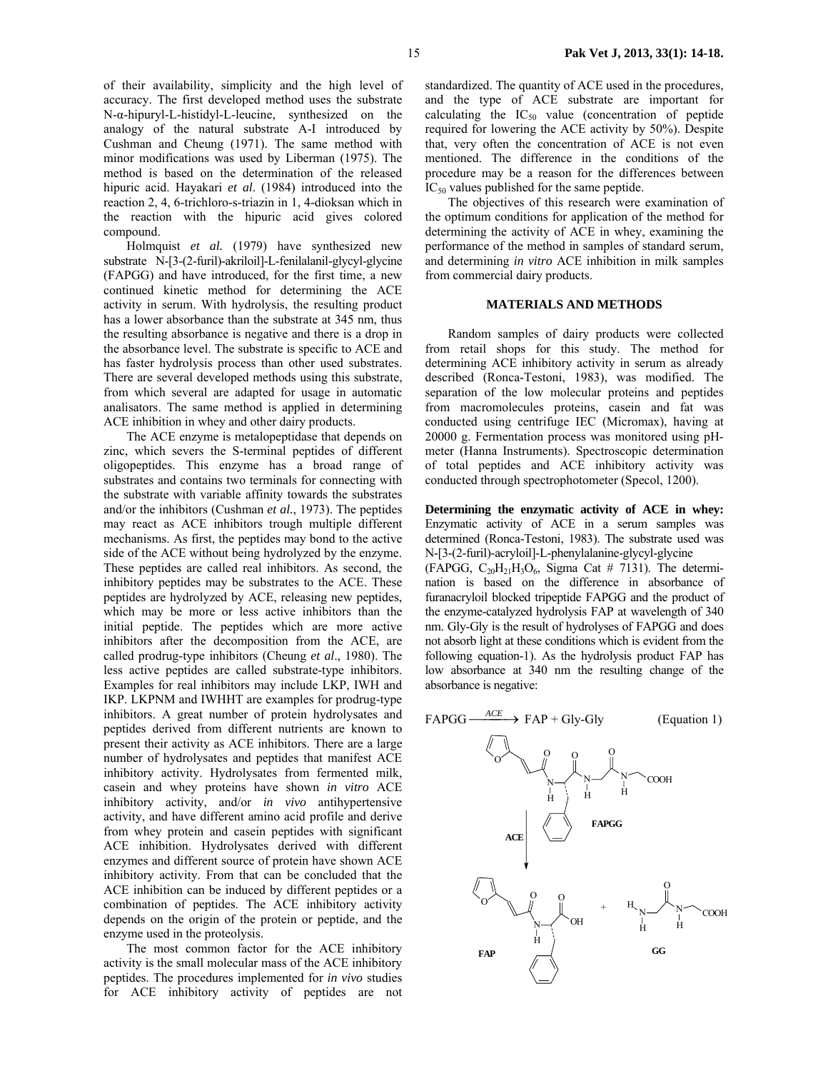of their availability, simplicity and the high level of accuracy. The first developed method uses the substrate N-α-hipuryl-L-histidyl-L-leucine, synthesized on the analogy of the natural substrate A-I introduced by Cushman and Cheung (1971). The same method with minor modifications was used by Liberman (1975). The method is based on the determination of the released hipuric acid. Hayakari *et al*. (1984) introduced into the reaction 2, 4, 6-trichloro-s-triazin in 1, 4-dioksan which in the reaction with the hipuric acid gives colored compound.

Holmquist *et al.* (1979) have synthesized new substrate N-[3-(2-furil)-akriloil]-L-fenilalanil-glycyl-glycine (FAPGG) and have introduced, for the first time, a new continued kinetic method for determining the ACE activity in serum. With hydrolysis, the resulting product has a lower absorbance than the substrate at 345 nm, thus the resulting absorbance is negative and there is a drop in the absorbance level. The substrate is specific to ACE and has faster hydrolysis process than other used substrates. There are several developed methods using this substrate, from which several are adapted for usage in automatic analisators. The same method is applied in determining ACE inhibition in whey and other dairy products.

The ACE enzyme is metalopeptidase that depends on zinc, which severs the S-terminal peptides of different oligopeptides. This enzyme has a broad range of substrates and contains two terminals for connecting with the substrate with variable affinity towards the substrates and/or the inhibitors (Cushman *et al.*, 1973). The peptides may react as ACE inhibitors trough multiple different mechanisms. As first, the peptides may bond to the active side of the ACE without being hydrolyzed by the enzyme. These peptides are called real inhibitors. As second, the inhibitory peptides may be substrates to the ACE. These peptides are hydrolyzed by ACE, releasing new peptides, which may be more or less active inhibitors than the initial peptide. The peptides which are more active inhibitors after the decomposition from the ACE, are called prodrug-type inhibitors (Cheung *et al*., 1980). The less active peptides are called substrate-type inhibitors. Examples for real inhibitors may include LKP, IWH and IKP. LKPNM and IWHHT are examples for prodrug-type inhibitors. A great number of protein hydrolysates and peptides derived from different nutrients are known to present their activity as ACE inhibitors. There are a large number of hydrolysates and peptides that manifest ACE inhibitory activity. Hydrolysates from fermented milk, casein and whey proteins have shown *in vitro* ACE inhibitory activity, and/or *in vivo* antihypertensive activity, and have different amino acid profile and derive from whey protein and casein peptides with significant ACE inhibition. Hydrolysates derived with different enzymes and different source of protein have shown ACE inhibitory activity. From that can be concluded that the ACE inhibition can be induced by different peptides or a combination of peptides. The ACE inhibitory activity depends on the origin of the protein or peptide, and the enzyme used in the proteolysis.

The most common factor for the ACE inhibitory activity is the small molecular mass of the ACE inhibitory peptides. The procedures implemented for *in vivo* studies for ACE inhibitory activity of peptides are not standardized. The quantity of ACE used in the procedures, and the type of ACE substrate are important for calculating the $IC_{50}$ value (concentration of peptide required for lowering the ACE activity by 50%). Despite that, very often the concentration of ACE is not even mentioned. The difference in the conditions of the procedure may be a reason for the differences between $IC_{50}$ values published for the same peptide.

The objectives of this research were examination of the optimum conditions for application of the method for determining the activity of ACE in whey, examining the performance of the method in samples of standard serum, and determining *in vitro* ACE inhibition in milk samples from commercial dairy products.

## MATERIALS AND METHODS

Random samples of dairy products were collected from retail shops for this study. The method for determining ACE inhibitory activity in serum as already described (Ronca-Testoni, 1983), was modified. The separation of the low molecular proteins and peptides from macromolecules proteins, casein and fat was conducted using centrifuge IEC (Micromax), having at 20000 g. Fermentation process was monitored using pH-meter (Hanna Instruments). Spectroscopic determination of total peptides and ACE inhibitory activity was conducted through spectrophotometer (Specol, 1200).

**Determining the enzymatic activity of ACE in whey:** Enzymatic activity of ACE in a serum samples was determined (Ronca-Testoni, 1983). The substrate used was N-[3-(2-furil)-acryloil]-L-phenylalanine-glycyl-glycine ($FAPGG$, $C_{20}H_{21}H_3O_6$, Sigma Cat # 7131). The determination is based on the difference in absorbance of furanacryloil blocked tripeptide FAPGG and the product of the enzyme-catalyzed hydrolysis FAP at wavelength of 340 nm. Gly-Gly is the result of hydrolyses of FAPGG and does not absorb light at these conditions which is evident from the following equation-1). As the hydrolysis product FAP has low absorbance at 340 nm the resulting change of the absorbance is negative:

$$\text{FAPGG} \xrightarrow{ACE} \text{FAP} + \text{Gly-Gly} \qquad \text{(Equation 1)}$$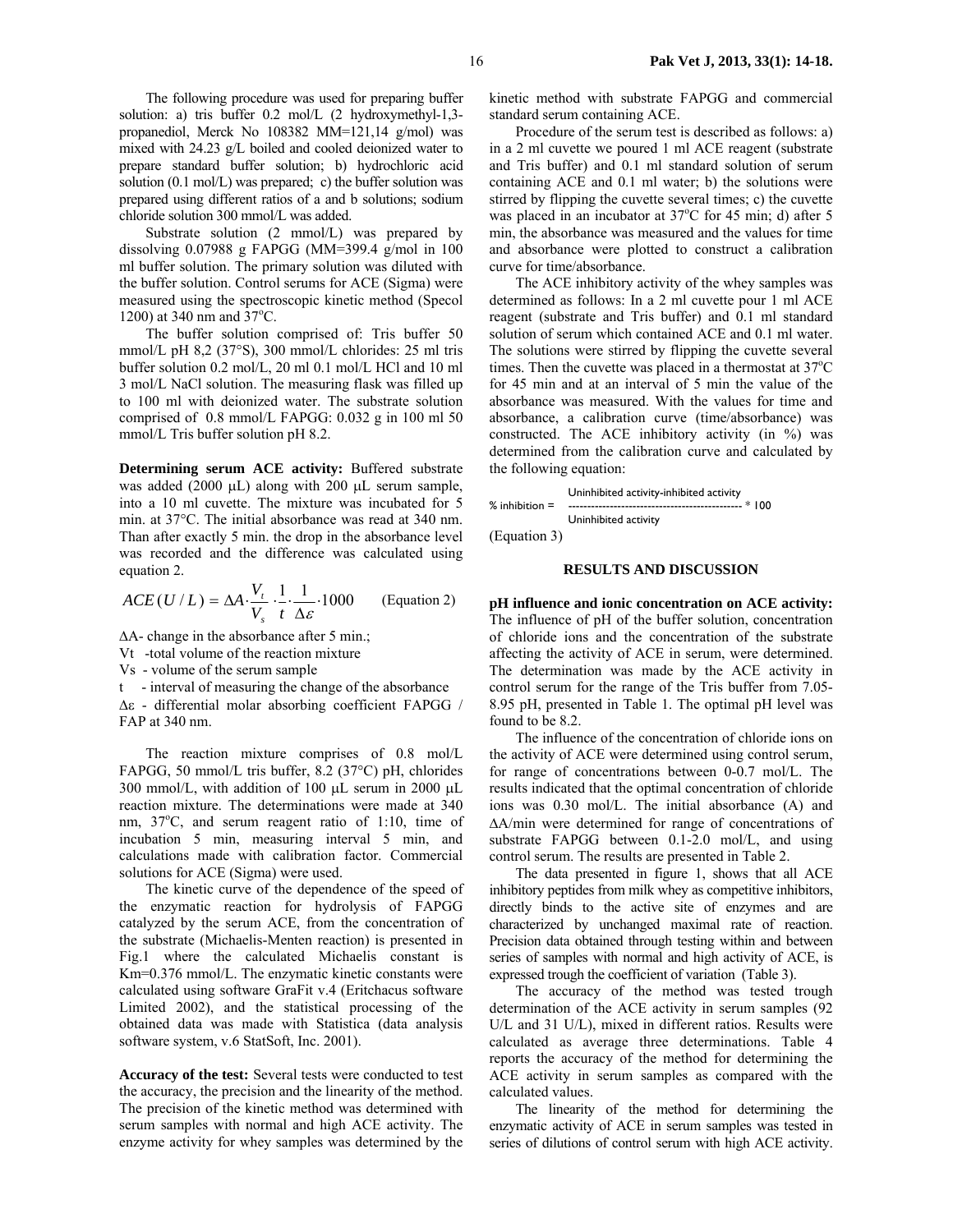The following procedure was used for preparing buffer solution: a) tris buffer 0.2 mol/L (2 hydroxymethyl-1,3-propanediol, Merck No 108382 MM=121,14 g/mol) was mixed with 24.23 g/L boiled and cooled deionized water to prepare standard buffer solution; b) hydrochloric acid solution (0.1 mol/L) was prepared; c) the buffer solution was prepared using different ratios of a and b solutions; sodium chloride solution 300 mmol/L was added.

Substrate solution (2 mmol/L) was prepared by dissolving 0.07988 g FAPGG (MM=399.4 g/mol in 100 ml buffer solution. The primary solution was diluted with the buffer solution. Control serums for ACE (Sigma) were measured using the spectroscopic kinetic method (Specol 1200) at 340 nm and 37°C.

The buffer solution comprised of: Tris buffer 50 mmol/L pH 8,2 (37°S), 300 mmol/L chlorides: 25 ml tris buffer solution 0.2 mol/L, 20 ml 0.1 mol/L HCl and 10 ml 3 mol/L NaCl solution. The measuring flask was filled up to 100 ml with deionized water. The substrate solution comprised of 0.8 mmol/L FAPGG: 0.032 g in 100 ml 50 mmol/L Tris buffer solution pH 8.2.

**Determining serum ACE activity:** Buffered substrate was added (2000 μL) along with 200 μL serum sample, into a 10 ml cuvette. The mixture was incubated for 5 min. at 37°C. The initial absorbance was read at 340 nm. Than after exactly 5 min. the drop in the absorbance level was recorded and the difference was calculated using equation 2.

$$ACE\,(U/L) = \Delta A \cdot \frac{V_t}{V_s} \cdot \frac{1}{t} \cdot \frac{1}{\Delta\varepsilon} \cdot 1000 \qquad \text{(Equation 2)}$$

ΔA- change in the absorbance after 5 min.;

Vt -total volume of the reaction mixture

Vs - volume of the serum sample

t - interval of measuring the change of the absorbance

Δε - differential molar absorbing coefficient FAPGG / FAP at 340 nm.

The reaction mixture comprises of 0.8 mol/L FAPGG, 50 mmol/L tris buffer, 8.2 (37°C) pH, chlorides 300 mmol/L, with addition of 100 μL serum in 2000 μL reaction mixture. The determinations were made at 340 nm, 37°C, and serum reagent ratio of 1:10, time of incubation 5 min, measuring interval 5 min, and calculations made with calibration factor. Commercial solutions for ACE (Sigma) were used.

The kinetic curve of the dependence of the speed of the enzymatic reaction for hydrolysis of FAPGG catalyzed by the serum ACE, from the concentration of the substrate (Michaelis-Menten reaction) is presented in Fig.1 where the calculated Michaelis constant is Km=0.376 mmol/L. The enzymatic kinetic constants were calculated using software GraFit v.4 (Eritchacus software Limited 2002), and the statistical processing of the obtained data was made with Statistica (data analysis software system, v.6 StatSoft, Inc. 2001).

**Accuracy of the test:** Several tests were conducted to test the accuracy, the precision and the linearity of the method. The precision of the kinetic method was determined with serum samples with normal and high ACE activity. The enzyme activity for whey samples was determined by the kinetic method with substrate FAPGG and commercial standard serum containing ACE.

Procedure of the serum test is described as follows: a) in a 2 ml cuvette we poured 1 ml ACE reagent (substrate and Tris buffer) and 0.1 ml standard solution of serum containing ACE and 0.1 ml water; b) the solutions were stirred by flipping the cuvette several times; c) the cuvette was placed in an incubator at 37°C for 45 min; d) after 5 min, the absorbance was measured and the values for time and absorbance were plotted to construct a calibration curve for time/absorbance.

The ACE inhibitory activity of the whey samples was determined as follows: In a 2 ml cuvette pour 1 ml ACE reagent (substrate and Tris buffer) and 0.1 ml standard solution of serum which contained ACE and 0.1 ml water. The solutions were stirred by flipping the cuvette several times. Then the cuvette was placed in a thermostat at 37°C for 45 min and at an interval of 5 min the value of the absorbance was measured. With the values for time and absorbance, a calibration curve (time/absorbance) was constructed. The ACE inhibitory activity (in %) was determined from the calibration curve and calculated by the following equation:

$$\%\ \text{inhibition} = \frac{\text{Uninhibited activity-inhibited activity}}{\text{Uninhibited activity}} * 100$$

(Equation 3)

## RESULTS AND DISCUSSION

**pH influence and ionic concentration on ACE activity:** The influence of pH of the buffer solution, concentration of chloride ions and the concentration of the substrate affecting the activity of ACE in serum, were determined. The determination was made by the ACE activity in control serum for the range of the Tris buffer from 7.05-8.95 pH, presented in Table 1. The optimal pH level was found to be 8.2.

The influence of the concentration of chloride ions on the activity of ACE were determined using control serum, for range of concentrations between 0-0.7 mol/L. The results indicated that the optimal concentration of chloride ions was 0.30 mol/L. The initial absorbance (A) and ΔA/min were determined for range of concentrations of substrate FAPGG between 0.1-2.0 mol/L, and using control serum. The results are presented in Table 2.

The data presented in figure 1, shows that all ACE inhibitory peptides from milk whey as competitive inhibitors, directly binds to the active site of enzymes and are characterized by unchanged maximal rate of reaction. Precision data obtained through testing within and between series of samples with normal and high activity of ACE, is expressed trough the coefficient of variation (Table 3).

The accuracy of the method was tested trough determination of the ACE activity in serum samples (92 U/L and 31 U/L), mixed in different ratios. Results were calculated as average three determinations. Table 4 reports the accuracy of the method for determining the ACE activity in serum samples as compared with the calculated values.

The linearity of the method for determining the enzymatic activity of ACE in serum samples was tested in series of dilutions of control serum with high ACE activity.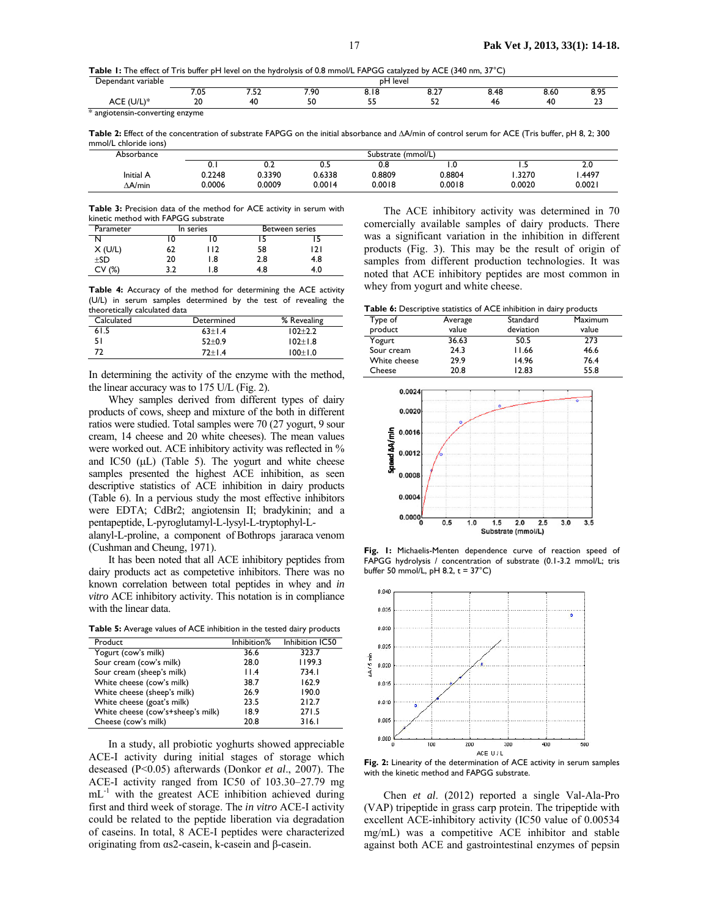**Table 1:** The effect of Tris buffer pH level on the hydrolysis of 0.8 mmol/L FAPGG catalyzed by ACE (340 nm, 37°C)

| Dependant variable | pH level | | | | | | | |
|---|---|---|---|---|---|---|---|---|
| | 7.05 | 7.52 | 7.90 | 8.18 | 8.27 | 8.48 | 8.60 | 8.95 |
| ACE (U/L)* | 20 | 40 | 50 | 55 | 52 | 46 | 40 | 23 |

\* angiotensin-converting enzyme

**Table 2:** Effect of the concentration of substrate FAPGG on the initial absorbance and ΔA/min of control serum for ACE (Tris buffer, pH 8, 2; 300 mmol/L chloride ions)

| Absorbance | Substrate (mmol/L) | | | | | | |
|---|---|---|---|---|---|---|---|
| | 0.1 | 0.2 | 0.5 | 0.8 | 1.0 | 1.5 | 2.0 |
| Initial A | 0.2248 | 0.3390 | 0.6338 | 0.8809 | 0.8804 | 1.3270 | 1.4497 |
| ΔA/min | 0.0006 | 0.0009 | 0.0014 | 0.0018 | 0.0018 | 0.0020 | 0.0021 |

**Table 3:** Precision data of the method for ACE activity in serum with kinetic method with FAPGG substrate

| Parameter | In series | | Between series | |
|---|---|---|---|---|
| N | 10 | 10 | 15 | 15 |
| X (U/L) | 62 | 112 | 58 | 121 |
| ±SD | 20 | 1.8 | 2.8 | 4.8 |
| CV (%) | 3.2 | 1.8 | 4.8 | 4.0 |

**Table 4:** Accuracy of the method for determining the ACE activity (U/L) in serum samples determined by the test of revealing the theoretically calculated data

| Calculated | Determined | % Revealing |
|---|---|---|
| 61.5 | 63±1.4 | 102±2.2 |
| 51 | 52±0.9 | 102±1.8 |
| 72 | 72±1.4 | 100±1.0 |

In determining the activity of the enzyme with the method, the linear accuracy was to 175 U/L (Fig. 2).

Whey samples derived from different types of dairy products of cows, sheep and mixture of the both in different ratios were studied. Total samples were 70 (27 yogurt, 9 sour cream, 14 cheese and 20 white cheeses). The mean values were worked out. ACE inhibitory activity was reflected in % and IC50 (μL) (Table 5). The yogurt and white cheese samples presented the highest ACE inhibition, as seen descriptive statistics of ACE inhibition in dairy products (Table 6). In a pervious study the most effective inhibitors were EDTA; CdBr2; angiotensin II; bradykinin; and a pentapeptide, L-pyroglutamyl-L-lysyl-L-tryptophyl-L-alanyl-L-proline, a component of Bothrops jararaca venom (Cushman and Cheung, 1971).

It has been noted that all ACE inhibitory peptides from dairy products act as competetive inhibitors. There was no known correlation between total peptides in whey and *in vitro* ACE inhibitory activity. This notation is in compliance with the linear data.

**Table 5:** Average values of ACE inhibition in the tested dairy products

| Product | Inhibition% | Inhibition IC50 |
|---|---|---|
| Yogurt (cow's milk) | 36.6 | 323.7 |
| Sour cream (cow's milk) | 28.0 | 1199.3 |
| Sour cream (sheep's milk) | 11.4 | 734.1 |
| White cheese (cow's milk) | 38.7 | 162.9 |
| White cheese (sheep's milk) | 26.9 | 190.0 |
| White cheese (goat's milk) | 23.5 | 212.7 |
| White cheese (cow's+sheep's milk) | 18.9 | 271.5 |
| Cheese (cow's milk) | 20.8 | 316.1 |

In a study, all probiotic yoghurts showed appreciable ACE-I activity during initial stages of storage which deseased (P<0.05) afterwards (Donkor *et al*., 2007). The ACE-I activity ranged from IC50 of 103.30–27.79 mg mL$^{-1}$ with the greatest ACE inhibition achieved during first and third week of storage. The *in vitro* ACE-I activity could be related to the peptide liberation via degradation of caseins. In total, 8 ACE-I peptides were characterized originating from αs2-casein, k-casein and β-casein.

The ACE inhibitory activity was determined in 70 comercially available samples of dairy products. There was a significant variation in the inhibition in different products (Fig. 3). This may be the result of origin of samples from different production technologies. It was noted that ACE inhibitory peptides are most common in whey from yogurt and white cheese.

**Table 6:** Descriptive statistics of ACE inhibition in dairy products

| Type of product | Average value | Standard deviation | Maximum value |
|---|---|---|---|
| Yogurt | 36.63 | 50.5 | 273 |
| Sour cream | 24.3 | 11.66 | 46.6 |
| White cheese | 29.9 | 14.96 | 76.4 |
| Cheese | 20.8 | 12.83 | 55.8 |

**Fig. 1:** Michaelis-Menten dependence curve of reaction speed of FAPGG hydrolysis / concentration of substrate (0.1-3.2 mmol/L; tris buffer 50 mmol/L, pH 8.2, t = 37°C)

**Fig. 2:** Linearity of the determination of ACE activity in serum samples with the kinetic method and FAPGG substrate.

Chen *et al*. (2012) reported a single Val-Ala-Pro (VAP) tripeptide in grass carp protein. The tripeptide with excellent ACE-inhibitory activity (IC50 value of 0.00534 mg/mL) was a competitive ACE inhibitor and stable against both ACE and gastrointestinal enzymes of pepsin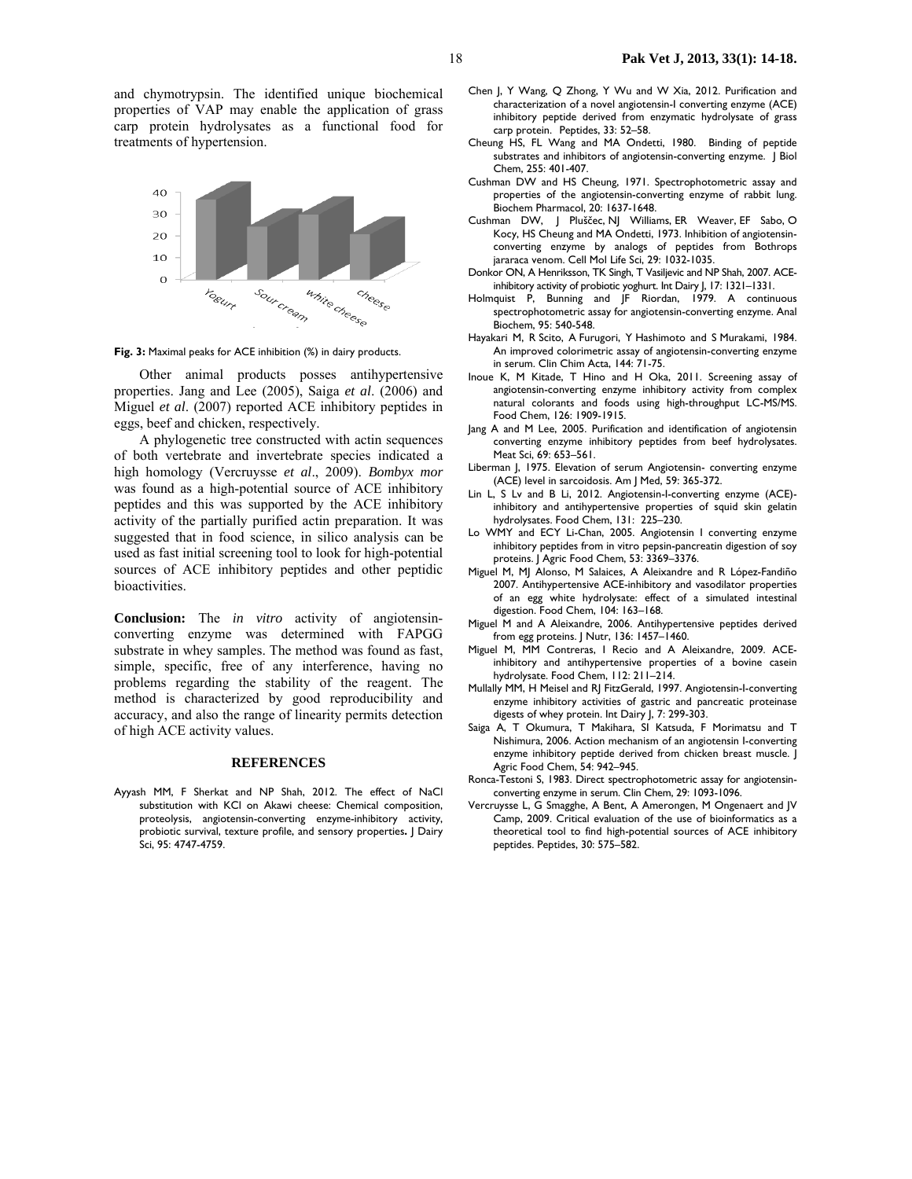and chymotrypsin. The identified unique biochemical properties of VAP may enable the application of grass carp protein hydrolysates as a functional food for treatments of hypertension.

40
30
20
10
0
Yogurt
Sour cream
white cheese
cheese

**Fig. 3:** Maximal peaks for ACE inhibition (%) in dairy products.

Other animal products posses antihypertensive properties. Jang and Lee (2005), Saiga *et al*. (2006) and Miguel *et al*. (2007) reported ACE inhibitory peptides in eggs, beef and chicken, respectively.

A phylogenetic tree constructed with actin sequences of both vertebrate and invertebrate species indicated a high homology (Vercruysse *et al*., 2009). *Bombyx mor* was found as a high-potential source of ACE inhibitory peptides and this was supported by the ACE inhibitory activity of the partially purified actin preparation. It was suggested that in food science, in silico analysis can be used as fast initial screening tool to look for high-potential sources of ACE inhibitory peptides and other peptidic bioactivities.

**Conclusion:** The *in vitro* activity of angiotensin-converting enzyme was determined with FAPGG substrate in whey samples. The method was found as fast, simple, specific, free of any interference, having no problems regarding the stability of the reagent. The method is characterized by good reproducibility and accuracy, and also the range of linearity permits detection of high ACE activity values.

## REFERENCES

Ayyash MM, F Sherkat and NP Shah, 2012. The effect of NaCl substitution with KCl on Akawi cheese: Chemical composition, proteolysis, angiotensin-converting enzyme-inhibitory activity, probiotic survival, texture profile, and sensory properties**.** J Dairy Sci, 95: 4747-4759.

Chen J, Y Wang, Q Zhong, Y Wu and W Xia, 2012. Purification and characterization of a novel angiotensin-I converting enzyme (ACE) inhibitory peptide derived from enzymatic hydrolysate of grass carp protein. Peptides, 33: 52–58.

Cheung HS, FL Wang and MA Ondetti, 1980. Binding of peptide substrates and inhibitors of angiotensin-converting enzyme. J Biol Chem, 255: 401-407.

Cushman DW and HS Cheung, 1971. Spectrophotometric assay and properties of the angiotensin-converting enzyme of rabbit lung. Biochem Pharmacol, 20: 1637-1648.

Cushman DW, J Pluščec, NJ Williams, ER Weaver, EF Sabo, O Kocy, HS Cheung and MA Ondetti, 1973. Inhibition of angiotensin-converting enzyme by analogs of peptides from Bothrops jararaca venom. Cell Mol Life Sci, 29: 1032-1035.

Donkor ON, A Henriksson, TK Singh, T Vasiljevic and NP Shah, 2007. ACE-inhibitory activity of probiotic yoghurt. Int Dairy J, 17: 1321–1331.

Holmquist P, Bunning and JF Riordan, 1979. A continuous spectrophotometric assay for angiotensin-converting enzyme. Anal Biochem, 95: 540-548.

Hayakari M, R Scito, A Furugori, Y Hashimoto and S Murakami, 1984. An improved colorimetric assay of angiotensin-converting enzyme in serum. Clin Chim Acta, 144: 71-75.

Inoue K, M Kitade, T Hino and H Oka, 2011. Screening assay of angiotensin-converting enzyme inhibitory activity from complex natural colorants and foods using high-throughput LC-MS/MS. Food Chem, 126: 1909-1915.

Jang A and M Lee, 2005. Purification and identification of angiotensin converting enzyme inhibitory peptides from beef hydrolysates. Meat Sci, 69: 653–561.

Liberman J, 1975. Elevation of serum Angiotensin- converting enzyme (ACE) level in sarcoidosis. Am J Med, 59: 365-372.

Lin L, S Lv and B Li, 2012. Angiotensin-I-converting enzyme (ACE)-inhibitory and antihypertensive properties of squid skin gelatin hydrolysates. Food Chem, 131: 225–230.

Lo WMY and ECY Li-Chan, 2005. Angiotensin I converting enzyme inhibitory peptides from in vitro pepsin-pancreatin digestion of soy proteins. J Agric Food Chem, 53: 3369–3376.

Miguel M, MJ Alonso, M Salaices, A Aleixandre and R López-Fandiño 2007. Antihypertensive ACE-inhibitory and vasodilator properties of an egg white hydrolysate: effect of a simulated intestinal digestion. Food Chem, 104: 163–168.

Miguel M and A Aleixandre, 2006. Antihypertensive peptides derived from egg proteins. J Nutr, 136: 1457–1460.

Miguel M, MM Contreras, I Recio and A Aleixandre, 2009. ACE-inhibitory and antihypertensive properties of a bovine casein hydrolysate. Food Chem, 112: 211–214.

Mullally MM, H Meisel and RJ FitzGerald, 1997. Angiotensin-I-converting enzyme inhibitory activities of gastric and pancreatic proteinase digests of whey protein. Int Dairy J, 7: 299-303.

Saiga A, T Okumura, T Makihara, SI Katsuda, F Morimatsu and T Nishimura, 2006. Action mechanism of an angiotensin I-converting enzyme inhibitory peptide derived from chicken breast muscle. J Agric Food Chem, 54: 942–945.

Ronca-Testoni S, 1983. Direct spectrophotometric assay for angiotensin-converting enzyme in serum. Clin Chem, 29: 1093-1096.

Vercruysse L, G Smagghe, A Bent, A Amerongen, M Ongenaert and JV Camp, 2009. Critical evaluation of the use of bioinformatics as a theoretical tool to find high-potential sources of ACE inhibitory peptides. Peptides, 30: 575–582.